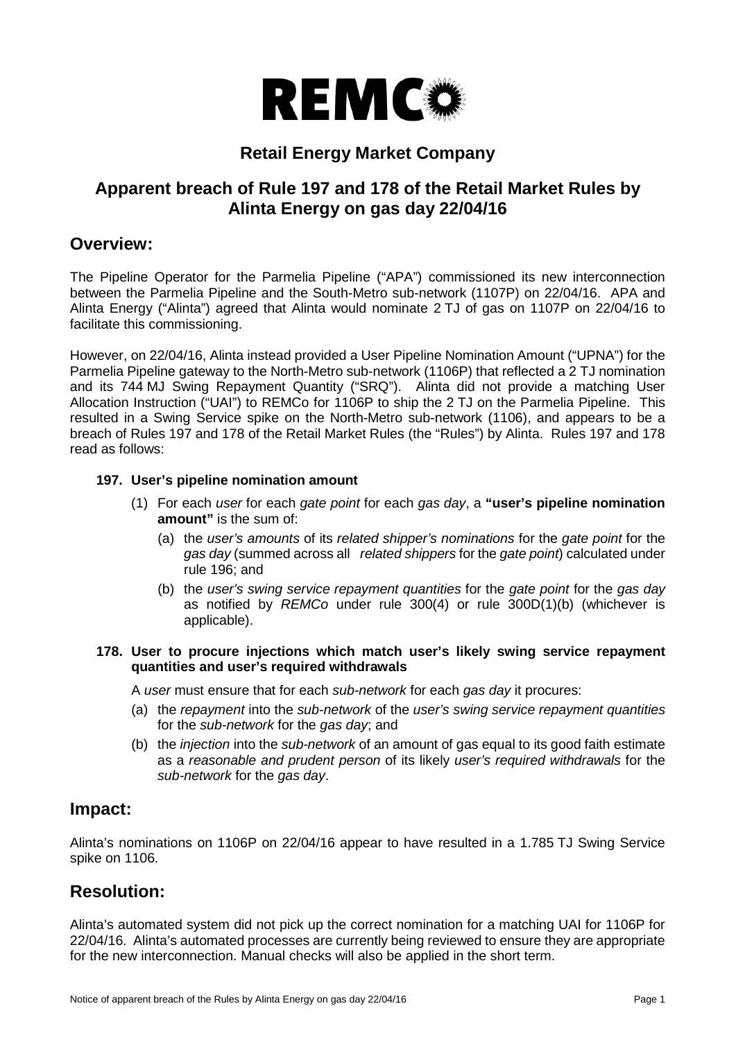**REMCO**

## Retail Energy Market Company

## Apparent breach of Rule 197 and 178 of the Retail Market Rules by Alinta Energy on gas day 22/04/16

## Overview:

The Pipeline Operator for the Parmelia Pipeline ("APA") commissioned its new interconnection between the Parmelia Pipeline and the South-Metro sub-network (1107P) on 22/04/16. APA and Alinta Energy ("Alinta") agreed that Alinta would nominate 2 TJ of gas on 1107P on 22/04/16 to facilitate this commissioning.

However, on 22/04/16, Alinta instead provided a User Pipeline Nomination Amount ("UPNA") for the Parmelia Pipeline gateway to the North-Metro sub-network (1106P) that reflected a 2 TJ nomination and its 744 MJ Swing Repayment Quantity ("SRQ"). Alinta did not provide a matching User Allocation Instruction ("UAI") to REMCo for 1106P to ship the 2 TJ on the Parmelia Pipeline. This resulted in a Swing Service spike on the North-Metro sub-network (1106), and appears to be a breach of Rules 197 and 178 of the Retail Market Rules (the "Rules") by Alinta. Rules 197 and 178 read as follows:

**197. User's pipeline nomination amount**

(1) For each *user* for each *gate point* for each *gas day*, a **"user's pipeline nomination amount"** is the sum of:

(a) the *user's amounts* of its *related shipper's nominations* for the *gate point* for the *gas day* (summed across all *related shippers* for the *gate point*) calculated under rule 196; and

(b) the *user's swing service repayment quantities* for the *gate point* for the *gas day* as notified by *REMCo* under rule 300(4) or rule 300D(1)(b) (whichever is applicable).

**178. User to procure injections which match user's likely swing service repayment quantities and user's required withdrawals**

A *user* must ensure that for each *sub-network* for each *gas day* it procures:

(a) the *repayment* into the *sub-network* of the *user's swing service repayment quantities* for the *sub-network* for the *gas day*; and

(b) the *injection* into the *sub-network* of an amount of gas equal to its good faith estimate as a *reasonable and prudent person* of its likely *user's required withdrawals* for the *sub-network* for the *gas day*.

## Impact:

Alinta's nominations on 1106P on 22/04/16 appear to have resulted in a 1.785 TJ Swing Service spike on 1106.

## Resolution:

Alinta's automated system did not pick up the correct nomination for a matching UAI for 1106P for 22/04/16. Alinta's automated processes are currently being reviewed to ensure they are appropriate for the new interconnection. Manual checks will also be applied in the short term.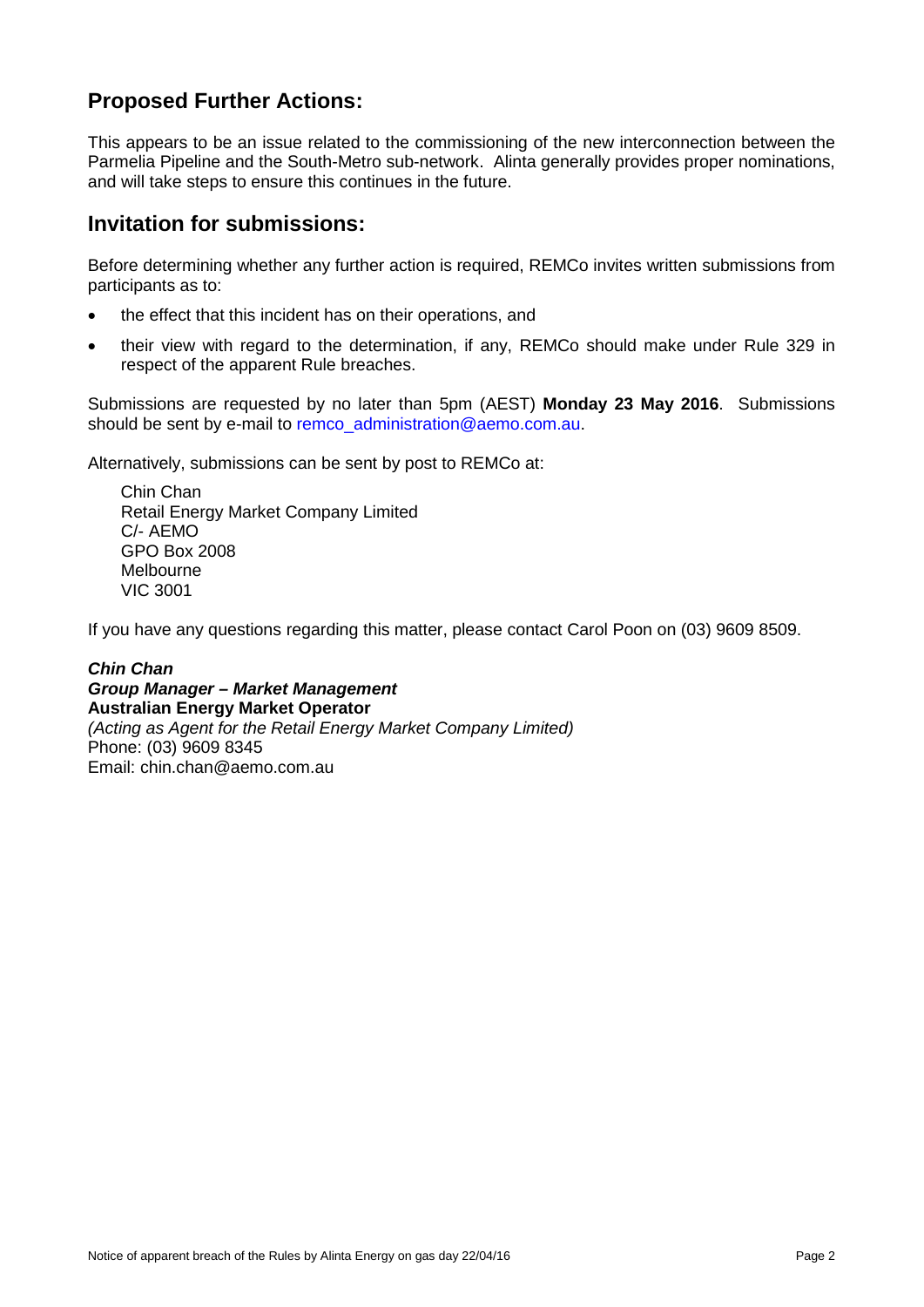## Proposed Further Actions:

This appears to be an issue related to the commissioning of the new interconnection between the Parmelia Pipeline and the South-Metro sub-network. Alinta generally provides proper nominations, and will take steps to ensure this continues in the future.

## Invitation for submissions:

Before determining whether any further action is required, REMCo invites written submissions from participants as to:

- the effect that this incident has on their operations, and
- their view with regard to the determination, if any, REMCo should make under Rule 329 in respect of the apparent Rule breaches.

Submissions are requested by no later than 5pm (AEST) **Monday 23 May 2016**. Submissions should be sent by e-mail to remco_administration@aemo.com.au.

Alternatively, submissions can be sent by post to REMCo at:

Chin Chan
Retail Energy Market Company Limited
C/- AEMO
GPO Box 2008
Melbourne
VIC 3001

If you have any questions regarding this matter, please contact Carol Poon on (03) 9609 8509.

***Chin Chan***
***Group Manager – Market Management***
**Australian Energy Market Operator**
*(Acting as Agent for the Retail Energy Market Company Limited)*
Phone: (03) 9609 8345
Email: chin.chan@aemo.com.au